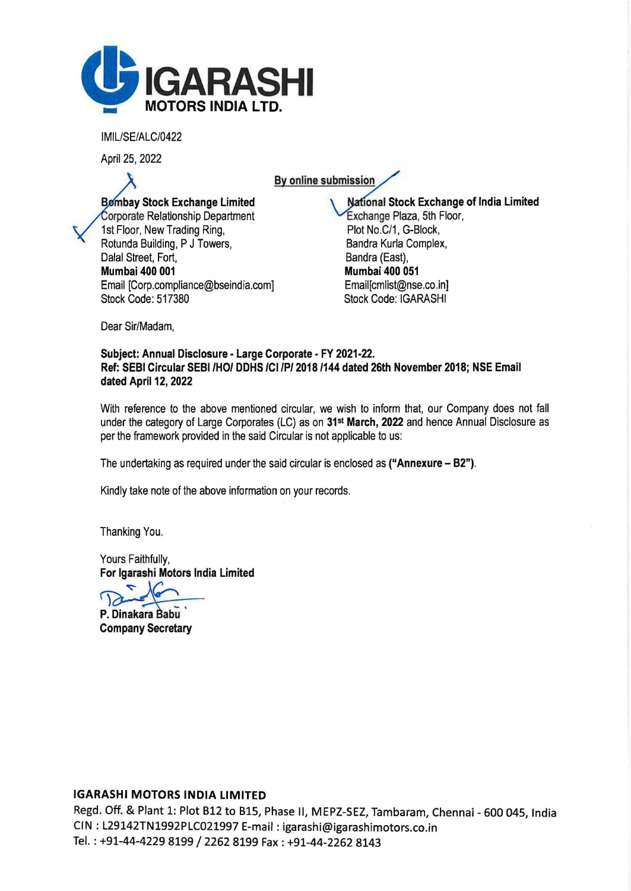**IGARASHI MOTORS INDIA LTD.**

IMIL/SE/ALC/0422

April 25, 2022

By online submission

**Bombay Stock Exchange Limited**
Corporate Relationship Department
1st Floor, New Trading Ring,
Rotunda Building, P J Towers,
Dalal Street, Fort,
**Mumbai 400 001**
Email [Corp.compliance@bseindia.com]
Stock Code: 517380

**National Stock Exchange of India Limited**
Exchange Plaza, 5th Floor,
Plot No.C/1, G-Block,
Bandra Kurla Complex,
Bandra (East),
**Mumbai 400 051**
Email[cmlist@nse.co.in]
Stock Code: IGARASHI

Dear Sir/Madam,

**Subject: Annual Disclosure - Large Corporate - FY 2021-22.**
**Ref: SEBI Circular SEBI /HO/ DDHS /CI /P/ 2018 /144 dated 26th November 2018; NSE Email dated April 12, 2022**

With reference to the above mentioned circular, we wish to inform that, our Company does not fall under the category of Large Corporates (LC) as on **31st March, 2022** and hence Annual Disclosure as per the framework provided in the said Circular is not applicable to us:

The undertaking as required under the said circular is enclosed as **("Annexure – B2")**.

Kindly take note of the above information on your records.

Thanking You.

Yours Faithfully,
**For Igarashi Motors India Limited**

**P. Dinakara Babu**
**Company Secretary**

**IGARASHI MOTORS INDIA LIMITED**
Regd. Off. & Plant 1: Plot B12 to B15, Phase II, MEPZ-SEZ, Tambaram, Chennai - 600 045, India
CIN : L29142TN1992PLC021997 E-mail : igarashi@igarashimotors.co.in
Tel. : +91-44-4229 8199 / 2262 8199 Fax : +91-44-2262 8143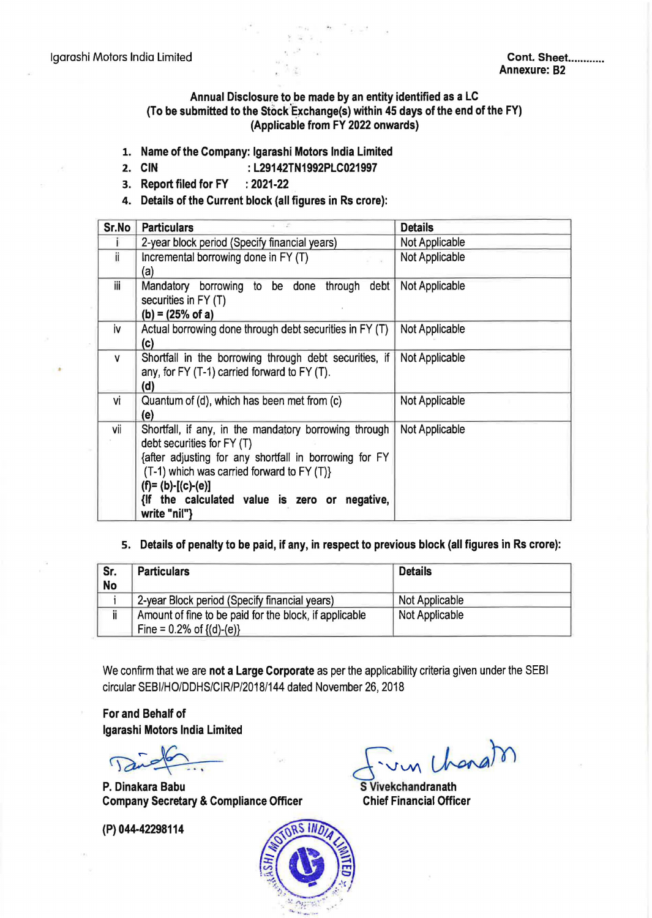Igarashi Motors India Limited

**Cont. Sheet...........**
**Annexure: B2**

**Annual Disclosure to be made by an entity identified as a LC**
**(To be submitted to the Stock Exchange(s) within 45 days of the end of the FY)**
**(Applicable from FY 2022 onwards)**

1. **Name of the Company: Igarashi Motors India Limited**
2. **CIN : L29142TN1992PLC021997**
3. **Report filed for FY : 2021-22**
4. **Details of the Current block (all figures in Rs crore):**

| Sr.No | Particulars | Details |
|---|---|---|
| i | 2-year block period (Specify financial years) | Not Applicable |
| ii | Incremental borrowing done in FY (T)<br>(a) | Not Applicable |
| iii | Mandatory borrowing to be done through debt securities in FY (T)<br>**(b) = (25% of a)** | Not Applicable |
| iv | Actual borrowing done through debt securities in FY (T)<br>**(c)** | Not Applicable |
| v | Shortfall in the borrowing through debt securities, if any, for FY (T-1) carried forward to FY (T).<br>**(d)** | Not Applicable |
| vi | Quantum of (d), which has been met from (c)<br>**(e)** | Not Applicable |
| vii | Shortfall, if any, in the mandatory borrowing through debt securities for FY (T)<br>{after adjusting for any shortfall in borrowing for FY (T-1) which was carried forward to FY (T)}<br>**(f)= (b)-[(c)-(e)]**<br>**{If the calculated value is zero or negative, write "nil"}** | Not Applicable |

5. **Details of penalty to be paid, if any, in respect to previous block (all figures in Rs crore):**

| Sr. No | Particulars | Details |
|---|---|---|
| i | 2-year Block period (Specify financial years) | Not Applicable |
| ii | Amount of fine to be paid for the block, if applicable<br>Fine = 0.2% of {(d)-(e)} | Not Applicable |

We confirm that we are **not a Large Corporate** as per the applicability criteria given under the SEBI circular SEBI/HO/DDHS/CIR/P/2018/144 dated November 26, 2018

**For and Behalf of**
**Igarashi Motors India Limited**

**P. Dinakara Babu**
**Company Secretary & Compliance Officer**

**(P) 044-42298114**

**S Vivekchandranath**
**Chief Financial Officer**